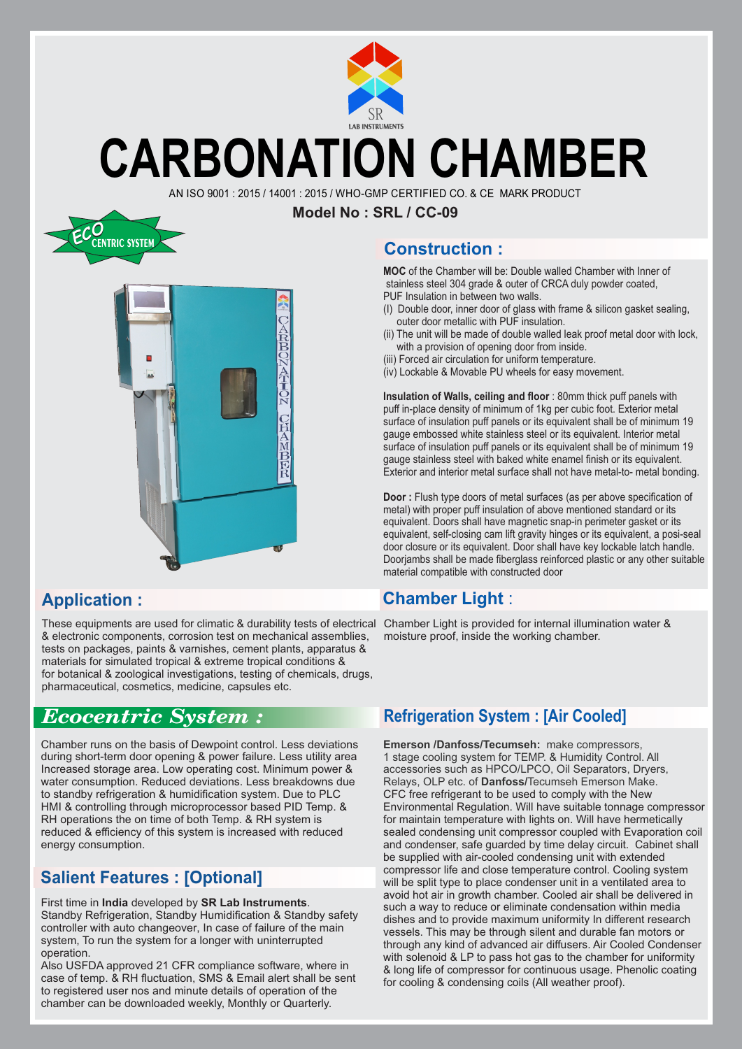SR
LAB INSTRUMENTS

# CARBONATION CHAMBER

AN ISO 9001 : 2015 / 14001 : 2015 / WHO-GMP CERTIFIED CO. & CE MARK PRODUCT

**Model No : SRL / CC-09**

ECO CENTRIC SYSTEM

## Construction :

**MOC** of the Chamber will be: Double walled Chamber with Inner of stainless steel 304 grade & outer of CRCA duly powder coated, PUF Insulation in between two walls.

(I) Double door, inner door of glass with frame & silicon gasket sealing, outer door metallic with PUF insulation.
(ii) The unit will be made of double walled leak proof metal door with lock, with a provision of opening door from inside.
(iii) Forced air circulation for uniform temperature.
(iv) Lockable & Movable PU wheels for easy movement.

**Insulation of Walls, ceiling and floor** : 80mm thick puff panels with puff in-place density of minimum of 1kg per cubic foot. Exterior metal surface of insulation puff panels or its equivalent shall be of minimum 19 gauge embossed white stainless steel or its equivalent. Interior metal surface of insulation puff panels or its equivalent shall be of minimum 19 gauge stainless steel with baked white enamel finish or its equivalent. Exterior and interior metal surface shall not have metal-to- metal bonding.

**Door :** Flush type doors of metal surfaces (as per above specification of metal) with proper puff insulation of above mentioned standard or its equivalent. Doors shall have magnetic snap-in perimeter gasket or its equivalent, self-closing cam lift gravity hinges or its equivalent, a posi-seal door closure or its equivalent. Door shall have key lockable latch handle. Doorjambs shall be made fiberglass reinforced plastic or any other suitable material compatible with constructed door

## Application :

These equipments are used for climatic & durability tests of electrical & electronic components, corrosion test on mechanical assemblies, tests on packages, paints & varnishes, cement plants, apparatus & materials for simulated tropical & extreme tropical conditions & for botanical & zoological investigations, testing of chemicals, drugs, pharmaceutical, cosmetics, medicine, capsules etc.

## Chamber Light :

Chamber Light is provided for internal illumination water & moisture proof, inside the working chamber.

## *Ecocentric System :*

Chamber runs on the basis of Dewpoint control. Less deviations during short-term door opening & power failure. Less utility area Increased storage area. Low operating cost. Minimum power & water consumption. Reduced deviations. Less breakdowns due to standby refrigeration & humidification system. Due to PLC HMI & controlling through microprocessor based PID Temp. & RH operations the on time of both Temp. & RH system is reduced & efficiency of this system is increased with reduced energy consumption.

## Salient Features : [Optional]

First time in **India** developed by **SR Lab Instruments**. Standby Refrigeration, Standby Humidification & Standby safety controller with auto changeover, In case of failure of the main system, To run the system for a longer with uninterrupted operation.

Also USFDA approved 21 CFR compliance software, where in case of temp. & RH fluctuation, SMS & Email alert shall be sent to registered user nos and minute details of operation of the chamber can be downloaded weekly, Monthly or Quarterly.

## Refrigeration System : [Air Cooled]

**Emerson /Danfoss/Tecumseh:** make compressors, 1 stage cooling system for TEMP. & Humidity Control. All accessories such as HPCO/LPCO, Oil Separators, Dryers, Relays, OLP etc. of **Danfoss**/Tecumseh Emerson Make. CFC free refrigerant to be used to comply with the New Environmental Regulation. Will have suitable tonnage compressor for maintain temperature with lights on. Will have hermetically sealed condensing unit compressor coupled with Evaporation coil and condenser, safe guarded by time delay circuit. Cabinet shall be supplied with air-cooled condensing unit with extended compressor life and close temperature control. Cooling system will be split type to place condenser unit in a ventilated area to avoid hot air in growth chamber. Cooled air shall be delivered in such a way to reduce or eliminate condensation within media dishes and to provide maximum uniformity In different research vessels. This may be through silent and durable fan motors or through any kind of advanced air diffusers. Air Cooled Condenser with solenoid & LP to pass hot gas to the chamber for uniformity & long life of compressor for continuous usage. Phenolic coating for cooling & condensing coils (All weather proof).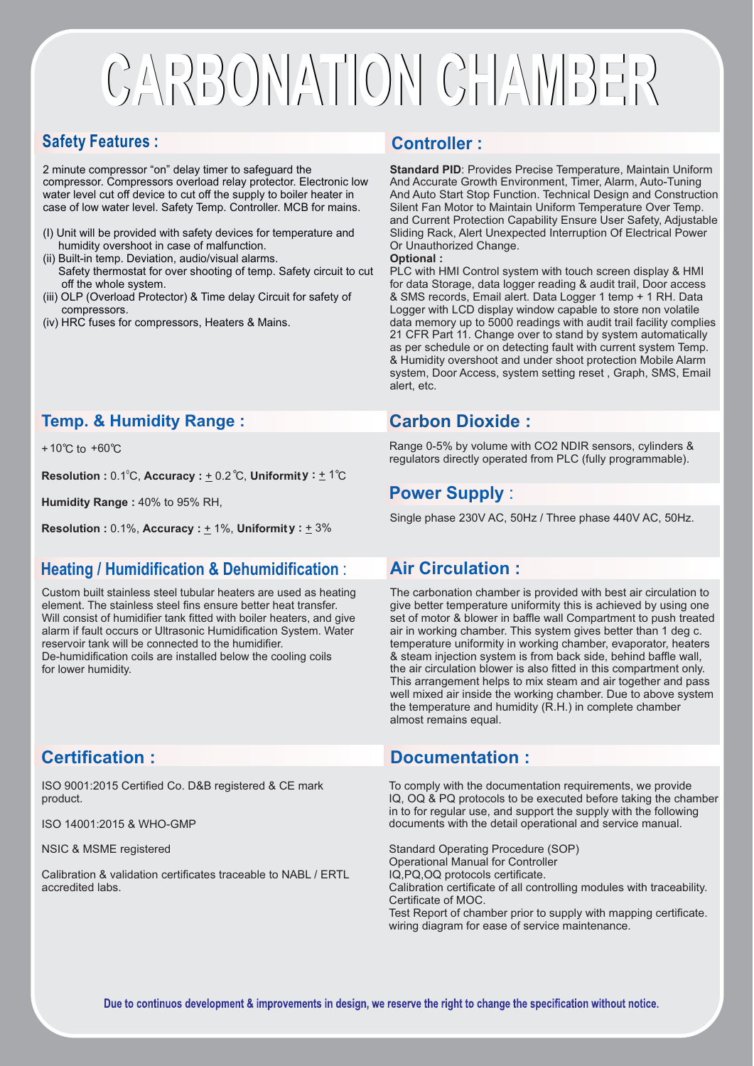# CARBONATION CHAMBER

## Safety Features :

2 minute compressor "on" delay timer to safeguard the compressor. Compressors overload relay protector. Electronic low water level cut off device to cut off the supply to boiler heater in case of low water level. Safety Temp. Controller. MCB for mains.

(I) Unit will be provided with safety devices for temperature and humidity overshoot in case of malfunction.
(ii) Built-in temp. Deviation, audio/visual alarms. Safety thermostat for over shooting of temp. Safety circuit to cut off the whole system.
(iii) OLP (Overload Protector) & Time delay Circuit for safety of compressors.
(iv) HRC fuses for compressors, Heaters & Mains.

## Controller :

**Standard PID**: Provides Precise Temperature, Maintain Uniform And Accurate Growth Environment, Timer, Alarm, Auto-Tuning And Auto Start Stop Function. Technical Design and Construction Silent Fan Motor to Maintain Uniform Temperature Over Temp. and Current Protection Capability Ensure User Safety, Adjustable Sliding Rack, Alert Unexpected Interruption Of Electrical Power Or Unauthorized Change.

**Optional :**
PLC with HMI Control system with touch screen display & HMI for data Storage, data logger reading & audit trail, Door access & SMS records, Email alert. Data Logger 1 temp + 1 RH. Data Logger with LCD display window capable to store non volatile data memory up to 5000 readings with audit trail facility complies 21 CFR Part 11. Change over to stand by system automatically as per schedule or on detecting fault with current system Temp. & Humidity overshoot and under shoot protection Mobile Alarm system, Door Access, system setting reset , Graph, SMS, Email alert, etc.

## Temp. & Humidity Range :

+10℃ to +60℃

**Resolution :** 0.1°C, **Accuracy :** ± 0.2°C, **Uniformity :** ± 1℃

**Humidity Range :** 40% to 95% RH,

**Resolution :** 0.1%, **Accuracy :** ± 1%, **Uniformity :** ± 3%

## Carbon Dioxide :

Range 0-5% by volume with CO2 NDIR sensors, cylinders & regulators directly operated from PLC (fully programmable).

## Power Supply :

Single phase 230V AC, 50Hz / Three phase 440V AC, 50Hz.

## Heating / Humidification & Dehumidification :

Custom built stainless steel tubular heaters are used as heating element. The stainless steel fins ensure better heat transfer. Will consist of humidifier tank fitted with boiler heaters, and give alarm if fault occurs or Ultrasonic Humidification System. Water reservoir tank will be connected to the humidifier. De-humidification coils are installed below the cooling coils for lower humidity.

## Air Circulation :

The carbonation chamber is provided with best air circulation to give better temperature uniformity this is achieved by using one set of motor & blower in baffle wall Compartment to push treated air in working chamber. This system gives better than 1 deg c. temperature uniformity in working chamber, evaporator, heaters & steam injection system is from back side, behind baffle wall, the air circulation blower is also fitted in this compartment only. This arrangement helps to mix steam and air together and pass well mixed air inside the working chamber. Due to above system the temperature and humidity (R.H.) in complete chamber almost remains equal.

## Certification :

ISO 9001:2015 Certified Co. D&B registered & CE mark product.

ISO 14001:2015 & WHO-GMP

NSIC & MSME registered

Calibration & validation certificates traceable to NABL / ERTL accredited labs.

## Documentation :

To comply with the documentation requirements, we provide IQ, OQ & PQ protocols to be executed before taking the chamber in to for regular use, and support the supply with the following documents with the detail operational and service manual.

Standard Operating Procedure (SOP)
Operational Manual for Controller
IQ,PQ,OQ protocols certificate.
Calibration certificate of all controlling modules with traceability.
Certificate of MOC.
Test Report of chamber prior to supply with mapping certificate.
wiring diagram for ease of service maintenance.

**Due to continuos development & improvements in design, we reserve the right to change the specification without notice.**